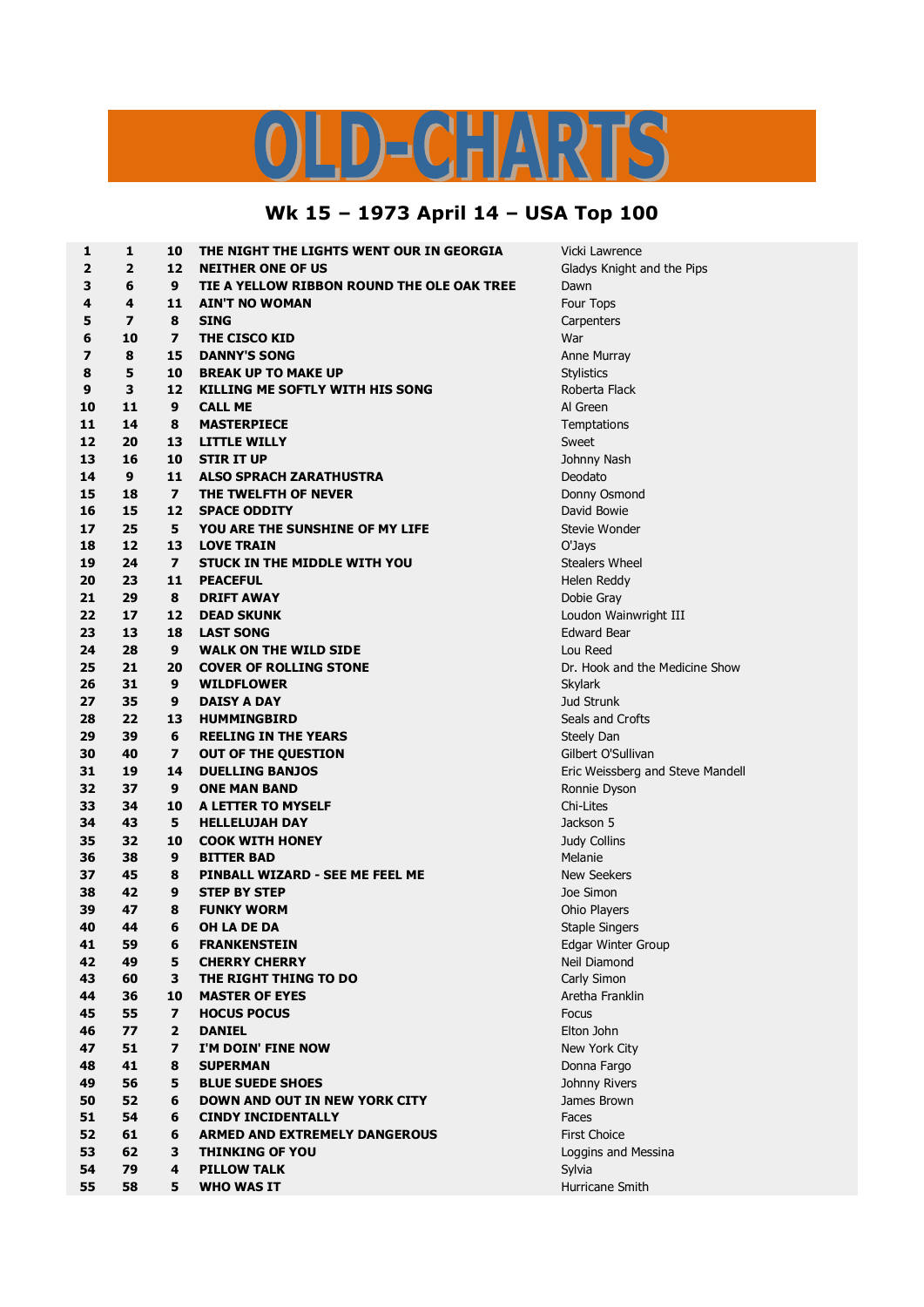# OLD-CHARTS

## Wk 15 – 1973 April 14 – USA Top 100

| | | | | |
|---|---|---|---|---|
| 1 | 1 | 10 | THE NIGHT THE LIGHTS WENT OUR IN GEORGIA | Vicki Lawrence |
| 2 | 2 | 12 | NEITHER ONE OF US | Gladys Knight and the Pips |
| 3 | 6 | 9 | TIE A YELLOW RIBBON ROUND THE OLE OAK TREE | Dawn |
| 4 | 4 | 11 | AIN'T NO WOMAN | Four Tops |
| 5 | 7 | 8 | SING | Carpenters |
| 6 | 10 | 7 | THE CISCO KID | War |
| 7 | 8 | 15 | DANNY'S SONG | Anne Murray |
| 8 | 5 | 10 | BREAK UP TO MAKE UP | Stylistics |
| 9 | 3 | 12 | KILLING ME SOFTLY WITH HIS SONG | Roberta Flack |
| 10 | 11 | 9 | CALL ME | Al Green |
| 11 | 14 | 8 | MASTERPIECE | Temptations |
| 12 | 20 | 13 | LITTLE WILLY | Sweet |
| 13 | 16 | 10 | STIR IT UP | Johnny Nash |
| 14 | 9 | 11 | ALSO SPRACH ZARATHUSTRA | Deodato |
| 15 | 18 | 7 | THE TWELFTH OF NEVER | Donny Osmond |
| 16 | 15 | 12 | SPACE ODDITY | David Bowie |
| 17 | 25 | 5 | YOU ARE THE SUNSHINE OF MY LIFE | Stevie Wonder |
| 18 | 12 | 13 | LOVE TRAIN | O'Jays |
| 19 | 24 | 7 | STUCK IN THE MIDDLE WITH YOU | Stealers Wheel |
| 20 | 23 | 11 | PEACEFUL | Helen Reddy |
| 21 | 29 | 8 | DRIFT AWAY | Dobie Gray |
| 22 | 17 | 12 | DEAD SKUNK | Loudon Wainwright III |
| 23 | 13 | 18 | LAST SONG | Edward Bear |
| 24 | 28 | 9 | WALK ON THE WILD SIDE | Lou Reed |
| 25 | 21 | 20 | COVER OF ROLLING STONE | Dr. Hook and the Medicine Show |
| 26 | 31 | 9 | WILDFLOWER | Skylark |
| 27 | 35 | 9 | DAISY A DAY | Jud Strunk |
| 28 | 22 | 13 | HUMMINGBIRD | Seals and Crofts |
| 29 | 39 | 6 | REELING IN THE YEARS | Steely Dan |
| 30 | 40 | 7 | OUT OF THE QUESTION | Gilbert O'Sullivan |
| 31 | 19 | 14 | DUELLING BANJOS | Eric Weissberg and Steve Mandell |
| 32 | 37 | 9 | ONE MAN BAND | Ronnie Dyson |
| 33 | 34 | 10 | A LETTER TO MYSELF | Chi-Lites |
| 34 | 43 | 5 | HELLELUJAH DAY | Jackson 5 |
| 35 | 32 | 10 | COOK WITH HONEY | Judy Collins |
| 36 | 38 | 9 | BITTER BAD | Melanie |
| 37 | 45 | 8 | PINBALL WIZARD - SEE ME FEEL ME | New Seekers |
| 38 | 42 | 9 | STEP BY STEP | Joe Simon |
| 39 | 47 | 8 | FUNKY WORM | Ohio Players |
| 40 | 44 | 6 | OH LA DE DA | Staple Singers |
| 41 | 59 | 6 | FRANKENSTEIN | Edgar Winter Group |
| 42 | 49 | 5 | CHERRY CHERRY | Neil Diamond |
| 43 | 60 | 3 | THE RIGHT THING TO DO | Carly Simon |
| 44 | 36 | 10 | MASTER OF EYES | Aretha Franklin |
| 45 | 55 | 7 | HOCUS POCUS | Focus |
| 46 | 77 | 2 | DANIEL | Elton John |
| 47 | 51 | 7 | I'M DOIN' FINE NOW | New York City |
| 48 | 41 | 8 | SUPERMAN | Donna Fargo |
| 49 | 56 | 5 | BLUE SUEDE SHOES | Johnny Rivers |
| 50 | 52 | 6 | DOWN AND OUT IN NEW YORK CITY | James Brown |
| 51 | 54 | 6 | CINDY INCIDENTALLY | Faces |
| 52 | 61 | 6 | ARMED AND EXTREMELY DANGEROUS | First Choice |
| 53 | 62 | 3 | THINKING OF YOU | Loggins and Messina |
| 54 | 79 | 4 | PILLOW TALK | Sylvia |
| 55 | 58 | 5 | WHO WAS IT | Hurricane Smith |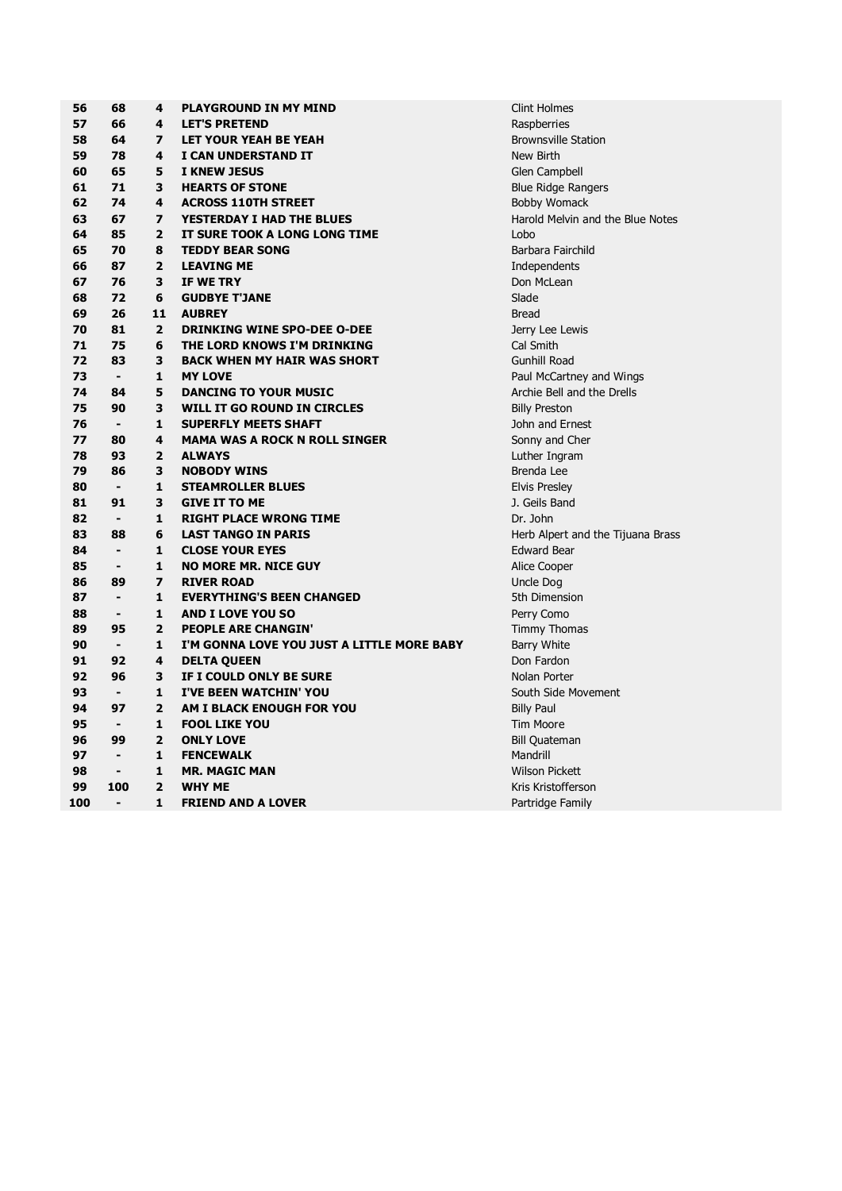| | | | | |
|---|---|---|---|---|
| **56** | **68** | **4** | **PLAYGROUND IN MY MIND** | Clint Holmes |
| **57** | **66** | **4** | **LET'S PRETEND** | Raspberries |
| **58** | **64** | **7** | **LET YOUR YEAH BE YEAH** | Brownsville Station |
| **59** | **78** | **4** | **I CAN UNDERSTAND IT** | New Birth |
| **60** | **65** | **5** | **I KNEW JESUS** | Glen Campbell |
| **61** | **71** | **3** | **HEARTS OF STONE** | Blue Ridge Rangers |
| **62** | **74** | **4** | **ACROSS 110TH STREET** | Bobby Womack |
| **63** | **67** | **7** | **YESTERDAY I HAD THE BLUES** | Harold Melvin and the Blue Notes |
| **64** | **85** | **2** | **IT SURE TOOK A LONG LONG TIME** | Lobo |
| **65** | **70** | **8** | **TEDDY BEAR SONG** | Barbara Fairchild |
| **66** | **87** | **2** | **LEAVING ME** | Independents |
| **67** | **76** | **3** | **IF WE TRY** | Don McLean |
| **68** | **72** | **6** | **GUDBYE T'JANE** | Slade |
| **69** | **26** | **11** | **AUBREY** | Bread |
| **70** | **81** | **2** | **DRINKING WINE SPO-DEE O-DEE** | Jerry Lee Lewis |
| **71** | **75** | **6** | **THE LORD KNOWS I'M DRINKING** | Cal Smith |
| **72** | **83** | **3** | **BACK WHEN MY HAIR WAS SHORT** | Gunhill Road |
| **73** | **-** | **1** | **MY LOVE** | Paul McCartney and Wings |
| **74** | **84** | **5** | **DANCING TO YOUR MUSIC** | Archie Bell and the Drells |
| **75** | **90** | **3** | **WILL IT GO ROUND IN CIRCLES** | Billy Preston |
| **76** | **-** | **1** | **SUPERFLY MEETS SHAFT** | John and Ernest |
| **77** | **80** | **4** | **MAMA WAS A ROCK N ROLL SINGER** | Sonny and Cher |
| **78** | **93** | **2** | **ALWAYS** | Luther Ingram |
| **79** | **86** | **3** | **NOBODY WINS** | Brenda Lee |
| **80** | **-** | **1** | **STEAMROLLER BLUES** | Elvis Presley |
| **81** | **91** | **3** | **GIVE IT TO ME** | J. Geils Band |
| **82** | **-** | **1** | **RIGHT PLACE WRONG TIME** | Dr. John |
| **83** | **88** | **6** | **LAST TANGO IN PARIS** | Herb Alpert and the Tijuana Brass |
| **84** | **-** | **1** | **CLOSE YOUR EYES** | Edward Bear |
| **85** | **-** | **1** | **NO MORE MR. NICE GUY** | Alice Cooper |
| **86** | **89** | **7** | **RIVER ROAD** | Uncle Dog |
| **87** | **-** | **1** | **EVERYTHING'S BEEN CHANGED** | 5th Dimension |
| **88** | **-** | **1** | **AND I LOVE YOU SO** | Perry Como |
| **89** | **95** | **2** | **PEOPLE ARE CHANGIN'** | Timmy Thomas |
| **90** | **-** | **1** | **I'M GONNA LOVE YOU JUST A LITTLE MORE BABY** | Barry White |
| **91** | **92** | **4** | **DELTA QUEEN** | Don Fardon |
| **92** | **96** | **3** | **IF I COULD ONLY BE SURE** | Nolan Porter |
| **93** | **-** | **1** | **I'VE BEEN WATCHIN' YOU** | South Side Movement |
| **94** | **97** | **2** | **AM I BLACK ENOUGH FOR YOU** | Billy Paul |
| **95** | **-** | **1** | **FOOL LIKE YOU** | Tim Moore |
| **96** | **99** | **2** | **ONLY LOVE** | Bill Quateman |
| **97** | **-** | **1** | **FENCEWALK** | Mandrill |
| **98** | **-** | **1** | **MR. MAGIC MAN** | Wilson Pickett |
| **99** | **100** | **2** | **WHY ME** | Kris Kristofferson |
| **100** | **-** | **1** | **FRIEND AND A LOVER** | Partridge Family |